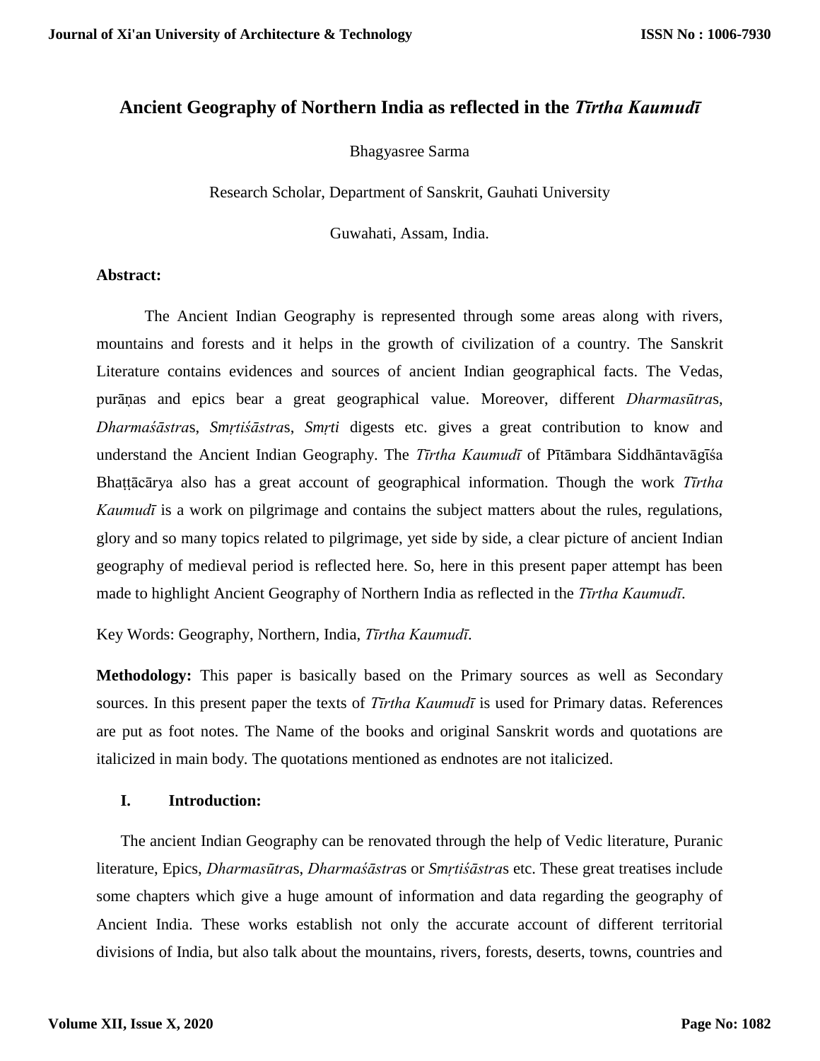# Ancient Geography of Northern India as reflected in the *Tīrtha Kaumudī*

Bhagyasree Sarma

Research Scholar, Department of Sanskrit, Gauhati University

Guwahati, Assam, India.

**Abstract:**

The Ancient Indian Geography is represented through some areas along with rivers, mountains and forests and it helps in the growth of civilization of a country. The Sanskrit Literature contains evidences and sources of ancient Indian geographical facts. The Vedas, purāṇas and epics bear a great geographical value. Moreover, different *Dharmasūtra*s, *Dharmaśāstra*s, *Smṛtiśāstra*s, *Smṛti* digests etc. gives a great contribution to know and understand the Ancient Indian Geography. The *Tīrtha Kaumudī* of Pītāmbara Siddhāntavāgīśa Bhaṭṭācārya also has a great account of geographical information. Though the work *Tīrtha Kaumudī* is a work on pilgrimage and contains the subject matters about the rules, regulations, glory and so many topics related to pilgrimage, yet side by side, a clear picture of ancient Indian geography of medieval period is reflected here. So, here in this present paper attempt has been made to highlight Ancient Geography of Northern India as reflected in the *Tīrtha Kaumudī.*

Key Words: Geography, Northern, India, *Tīrtha Kaumudī.*

**Methodology:** This paper is basically based on the Primary sources as well as Secondary sources. In this present paper the texts of *Tīrtha Kaumudī* is used for Primary datas. References are put as foot notes. The Name of the books and original Sanskrit words and quotations are italicized in main body. The quotations mentioned as endnotes are not italicized.

## I. Introduction:

The ancient Indian Geography can be renovated through the help of Vedic literature, Puranic literature, Epics, *Dharmasūtra*s, *Dharmaśāstra*s or *Smṛtiśāstra*s etc. These great treatises include some chapters which give a huge amount of information and data regarding the geography of Ancient India. These works establish not only the accurate account of different territorial divisions of India, but also talk about the mountains, rivers, forests, deserts, towns, countries and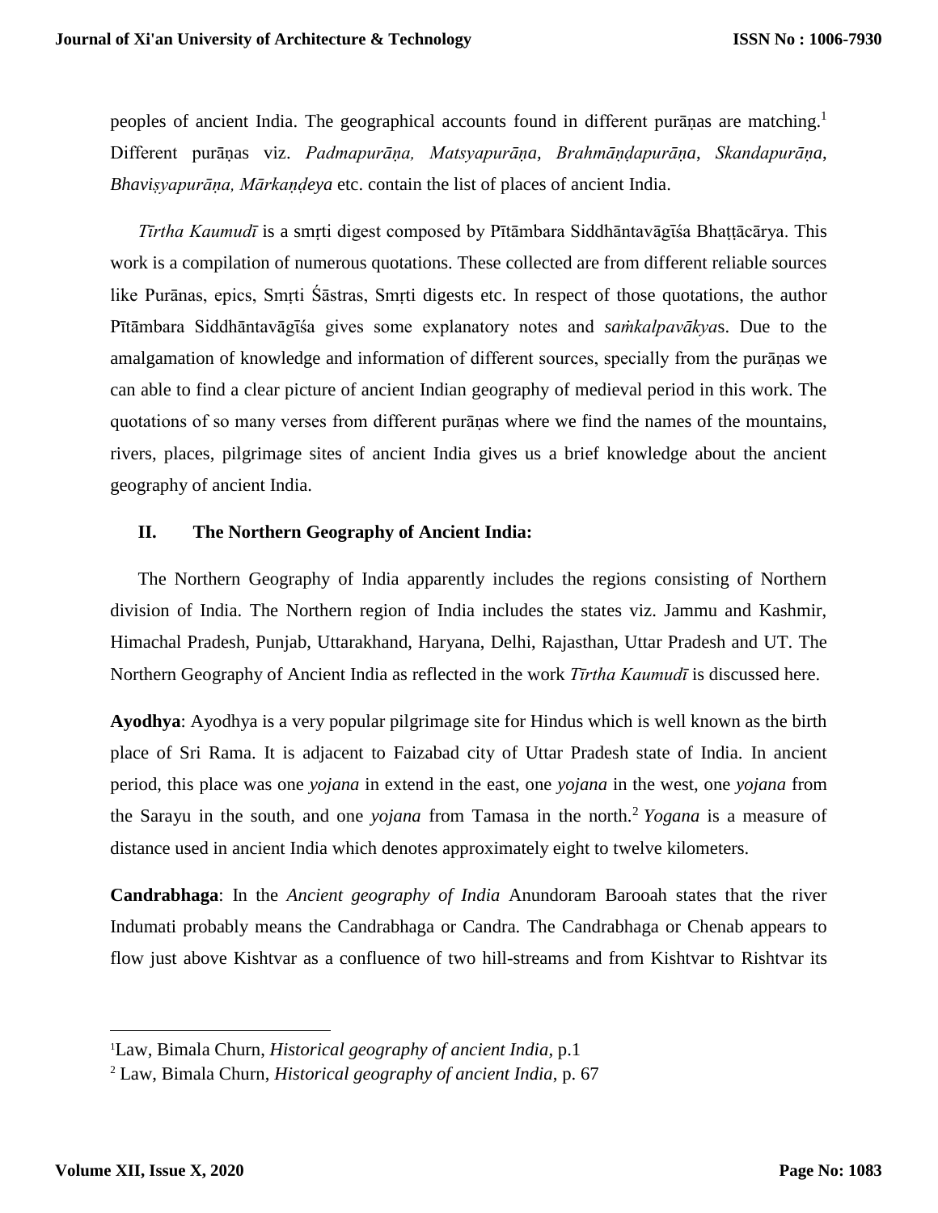peoples of ancient India. The geographical accounts found in different purāṇas are matching.[1] Different purāṇas viz. *Padmapurāṇa, Matsyapurāṇa, Brahmāṇḍapurāṇa, Skandapurāṇa*, *Bhaviṣyapurāṇa, Mārkaṇḍeya* etc. contain the list of places of ancient India.

*Tīrtha Kaumudī* is a smṛti digest composed by Pītāmbara Siddhāntavāgīśa Bhaṭṭācārya. This work is a compilation of numerous quotations. These collected are from different reliable sources like Purānas, epics, Smṛti Śāstras, Smṛti digests etc. In respect of those quotations, the author Pītāmbara Siddhāntavāgīśa gives some explanatory notes and *saṁkalpavākya*s. Due to the amalgamation of knowledge and information of different sources, specially from the purāṇas we can able to find a clear picture of ancient Indian geography of medieval period in this work. The quotations of so many verses from different purāṇas where we find the names of the mountains, rivers, places, pilgrimage sites of ancient India gives us a brief knowledge about the ancient geography of ancient India.

## II. The Northern Geography of Ancient India:

The Northern Geography of India apparently includes the regions consisting of Northern division of India. The Northern region of India includes the states viz. Jammu and Kashmir, Himachal Pradesh, Punjab, Uttarakhand, Haryana, Delhi, Rajasthan, Uttar Pradesh and UT. The Northern Geography of Ancient India as reflected in the work *Tīrtha Kaumudī* is discussed here.

**Ayodhya**: Ayodhya is a very popular pilgrimage site for Hindus which is well known as the birth place of Sri Rama. It is adjacent to Faizabad city of Uttar Pradesh state of India. In ancient period, this place was one *yojana* in extend in the east, one *yojana* in the west, one *yojana* from the Sarayu in the south, and one *yojana* from Tamasa in the north.[2] *Yogana* is a measure of distance used in ancient India which denotes approximately eight to twelve kilometers.

**Candrabhaga**: In the *Ancient geography of India* Anundoram Barooah states that the river Indumati probably means the Candrabhaga or Candra. The Candrabhaga or Chenab appears to flow just above Kishtvar as a confluence of two hill-streams and from Kishtvar to Rishtvar its

---

[1] Law, Bimala Churn, *Historical geography of ancient India*, p.1

[2] Law, Bimala Churn, *Historical geography of ancient India*, p. 67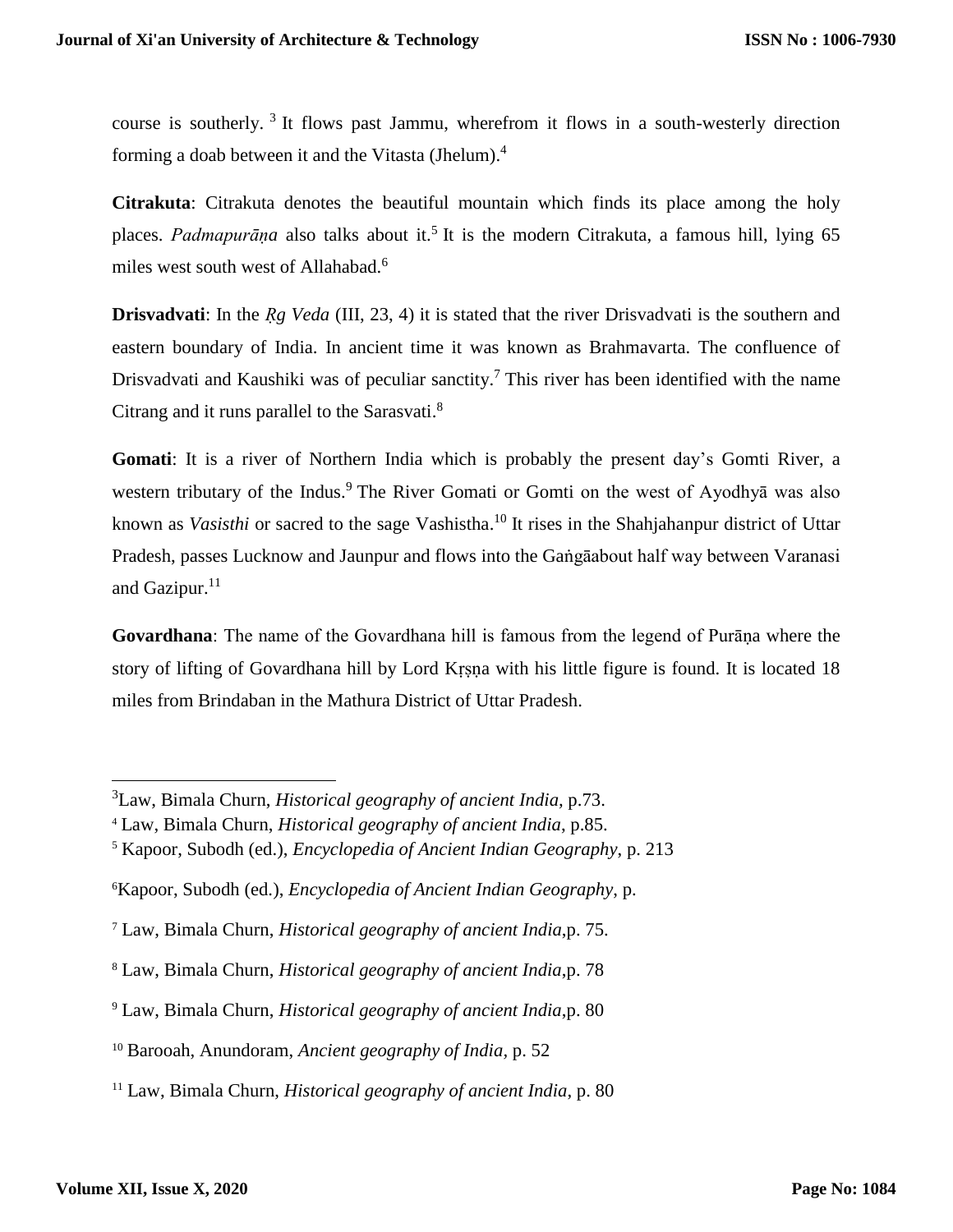course is southerly.[3] It flows past Jammu, wherefrom it flows in a south-westerly direction forming a doab between it and the Vitasta (Jhelum).[4]

**Citrakuta**: Citrakuta denotes the beautiful mountain which finds its place among the holy places. *Padmapurāṇa* also talks about it.[5] It is the modern Citrakuta, a famous hill, lying 65 miles west south west of Allahabad.[6]

**Drisvadvati**: In the *Ṛg Veda* (III, 23, 4) it is stated that the river Drisvadvati is the southern and eastern boundary of India. In ancient time it was known as Brahmavarta. The confluence of Drisvadvati and Kaushiki was of peculiar sanctity.[7] This river has been identified with the name Citrang and it runs parallel to the Sarasvati.[8]

**Gomati**: It is a river of Northern India which is probably the present day's Gomti River, a western tributary of the Indus.[9] The River Gomati or Gomti on the west of Ayodhyā was also known as *Vasisthi* or sacred to the sage Vashistha.[10] It rises in the Shahjahanpur district of Uttar Pradesh, passes Lucknow and Jaunpur and flows into the Gaṅgāabout half way between Varanasi and Gazipur.[11]

**Govardhana**: The name of the Govardhana hill is famous from the legend of Purāṇa where the story of lifting of Govardhana hill by Lord Kṛṣṇa with his little figure is found. It is located 18 miles from Brindaban in the Mathura District of Uttar Pradesh.

---

[3] Law, Bimala Churn, *Historical geography of ancient India*, p.73.

[4] Law, Bimala Churn, *Historical geography of ancient India*, p.85.

[5] Kapoor, Subodh (ed.), *Encyclopedia of Ancient Indian Geography*, p. 213

[6] Kapoor, Subodh (ed.), *Encyclopedia of Ancient Indian Geography*, p.

[7] Law, Bimala Churn, *Historical geography of ancient India*,p. 75.

[8] Law, Bimala Churn, *Historical geography of ancient India*,p. 78

[9] Law, Bimala Churn, *Historical geography of ancient India*,p. 80

[10] Barooah, Anundoram, *Ancient geography of India*, p. 52

[11] Law, Bimala Churn, *Historical geography of ancient India*, p. 80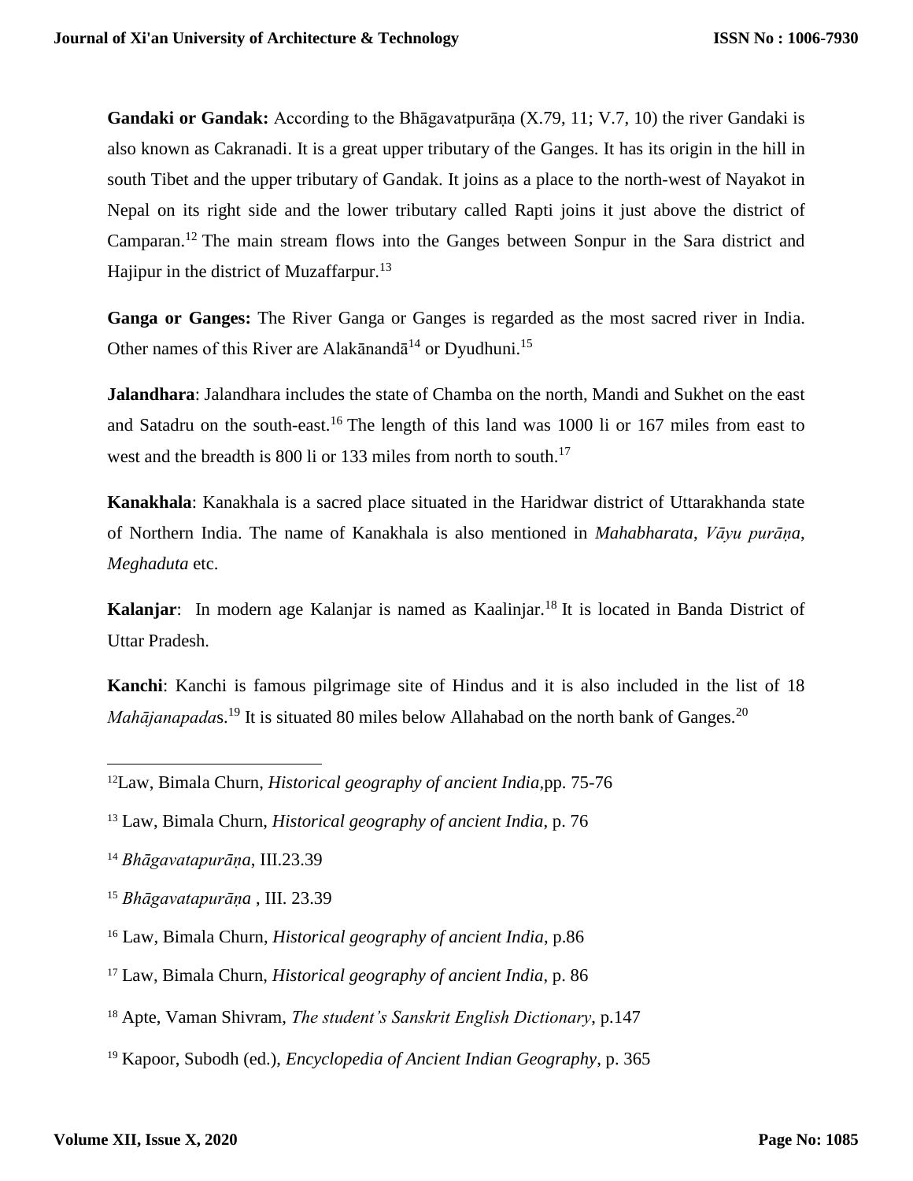**Gandaki or Gandak:** According to the Bhāgavatpurāṇa (X.79, 11; V.7, 10) the river Gandaki is also known as Cakranadi. It is a great upper tributary of the Ganges. It has its origin in the hill in south Tibet and the upper tributary of Gandak. It joins as a place to the north-west of Nayakot in Nepal on its right side and the lower tributary called Rapti joins it just above the district of Camparan.[12] The main stream flows into the Ganges between Sonpur in the Sara district and Hajipur in the district of Muzaffarpur.[13]

**Ganga or Ganges:** The River Ganga or Ganges is regarded as the most sacred river in India. Other names of this River are Alakānandā[14] or Dyudhuni.[15]

**Jalandhara**: Jalandhara includes the state of Chamba on the north, Mandi and Sukhet on the east and Satadru on the south-east.[16] The length of this land was 1000 li or 167 miles from east to west and the breadth is 800 li or 133 miles from north to south.[17]

**Kanakhala**: Kanakhala is a sacred place situated in the Haridwar district of Uttarakhanda state of Northern India. The name of Kanakhala is also mentioned in *Mahabharata*, *Vāyu purāṇa*, *Meghaduta* etc.

**Kalanjar**: In modern age Kalanjar is named as Kaalinjar.[18] It is located in Banda District of Uttar Pradesh.

**Kanchi**: Kanchi is famous pilgrimage site of Hindus and it is also included in the list of 18 *Mahājanapada*s.[19] It is situated 80 miles below Allahabad on the north bank of Ganges.[20]

---

[12] Law, Bimala Churn, *Historical geography of ancient India*, pp. 75-76

[13] Law, Bimala Churn, *Historical geography of ancient India*, p. 76

[14] *Bhāgavatapurāṇa*, III.23.39

[15] *Bhāgavatapurāṇa* , III. 23.39

[16] Law, Bimala Churn, *Historical geography of ancient India*, p.86

[17] Law, Bimala Churn, *Historical geography of ancient India*, p. 86

[18] Apte, Vaman Shivram, *The student's Sanskrit English Dictionary*, p.147

[19] Kapoor, Subodh (ed.), *Encyclopedia of Ancient Indian Geography*, p. 365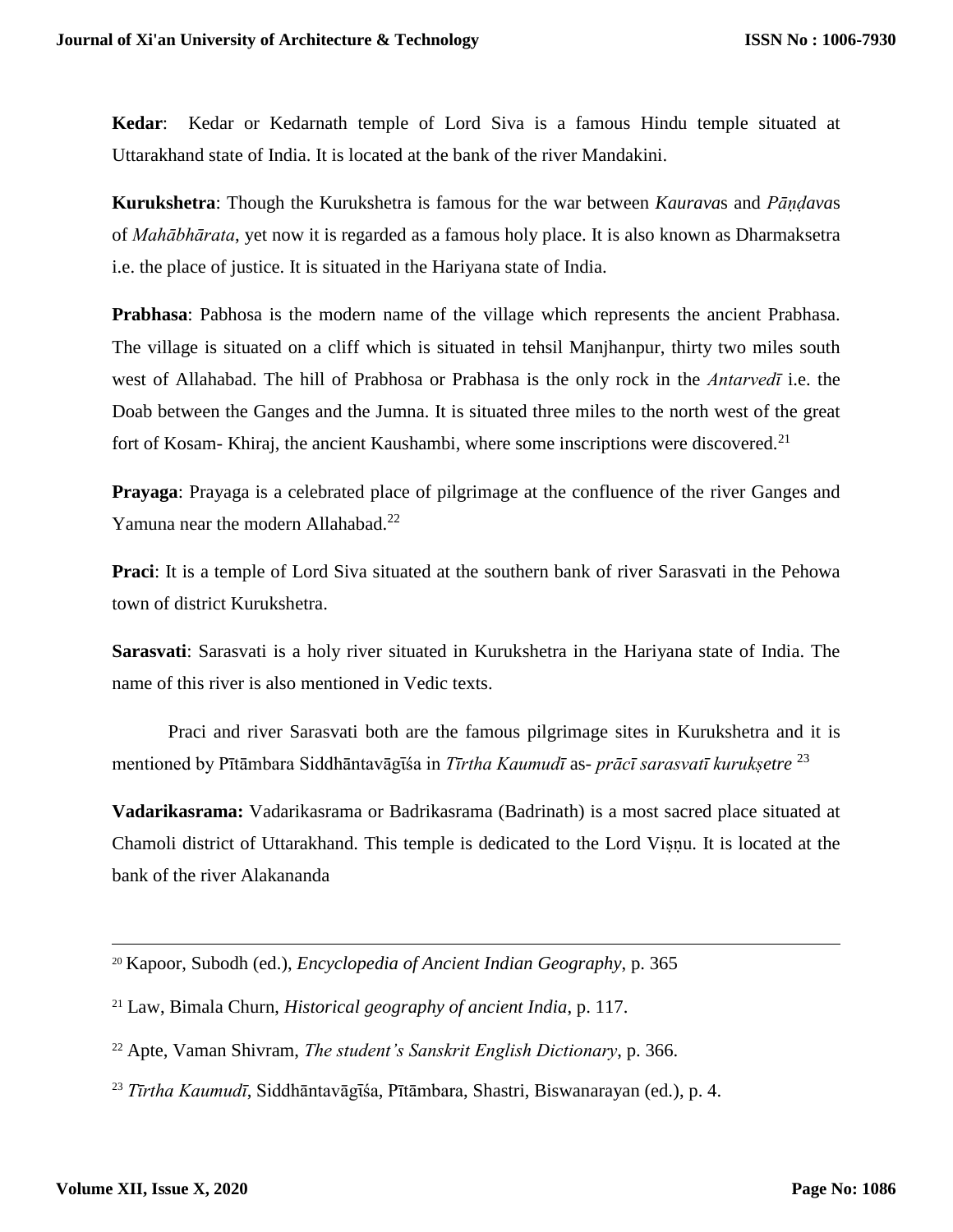**Kedar**: Kedar or Kedarnath temple of Lord Siva is a famous Hindu temple situated at Uttarakhand state of India. It is located at the bank of the river Mandakini.

**Kurukshetra**: Though the Kurukshetra is famous for the war between *Kaurava*s and *Pāṇḍava*s of *Mahābhārata*, yet now it is regarded as a famous holy place. It is also known as Dharmaksetra i.e. the place of justice. It is situated in the Hariyana state of India.

**Prabhasa**: Pabhosa is the modern name of the village which represents the ancient Prabhasa. The village is situated on a cliff which is situated in tehsil Manjhanpur, thirty two miles south west of Allahabad. The hill of Prabhosa or Prabhasa is the only rock in the *Antarvedī* i.e. the Doab between the Ganges and the Jumna. It is situated three miles to the north west of the great fort of Kosam- Khiraj, the ancient Kaushambi, where some inscriptions were discovered.[21]

**Prayaga**: Prayaga is a celebrated place of pilgrimage at the confluence of the river Ganges and Yamuna near the modern Allahabad.[22]

**Praci**: It is a temple of Lord Siva situated at the southern bank of river Sarasvati in the Pehowa town of district Kurukshetra.

**Sarasvati**: Sarasvati is a holy river situated in Kurukshetra in the Hariyana state of India. The name of this river is also mentioned in Vedic texts.

Praci and river Sarasvati both are the famous pilgrimage sites in Kurukshetra and it is mentioned by Pītāmbara Siddhāntavāgīśa in *Tīrtha Kaumudī* as- *prācī sarasvatī kurukṣetre* [23]

**Vadarikasrama:** Vadarikasrama or Badrikasrama (Badrinath) is a most sacred place situated at Chamoli district of Uttarakhand. This temple is dedicated to the Lord Viṣṇu. It is located at the bank of the river Alakananda

---

[20] Kapoor, Subodh (ed.), *Encyclopedia of Ancient Indian Geography*, p. 365

[21] Law, Bimala Churn, *Historical geography of ancient India*, p. 117.

[22] Apte, Vaman Shivram, *The student's Sanskrit English Dictionary*, p. 366.

[23] *Tīrtha Kaumudī*, Siddhāntavāgīśa, Pītāmbara, Shastri, Biswanarayan (ed.), p. 4.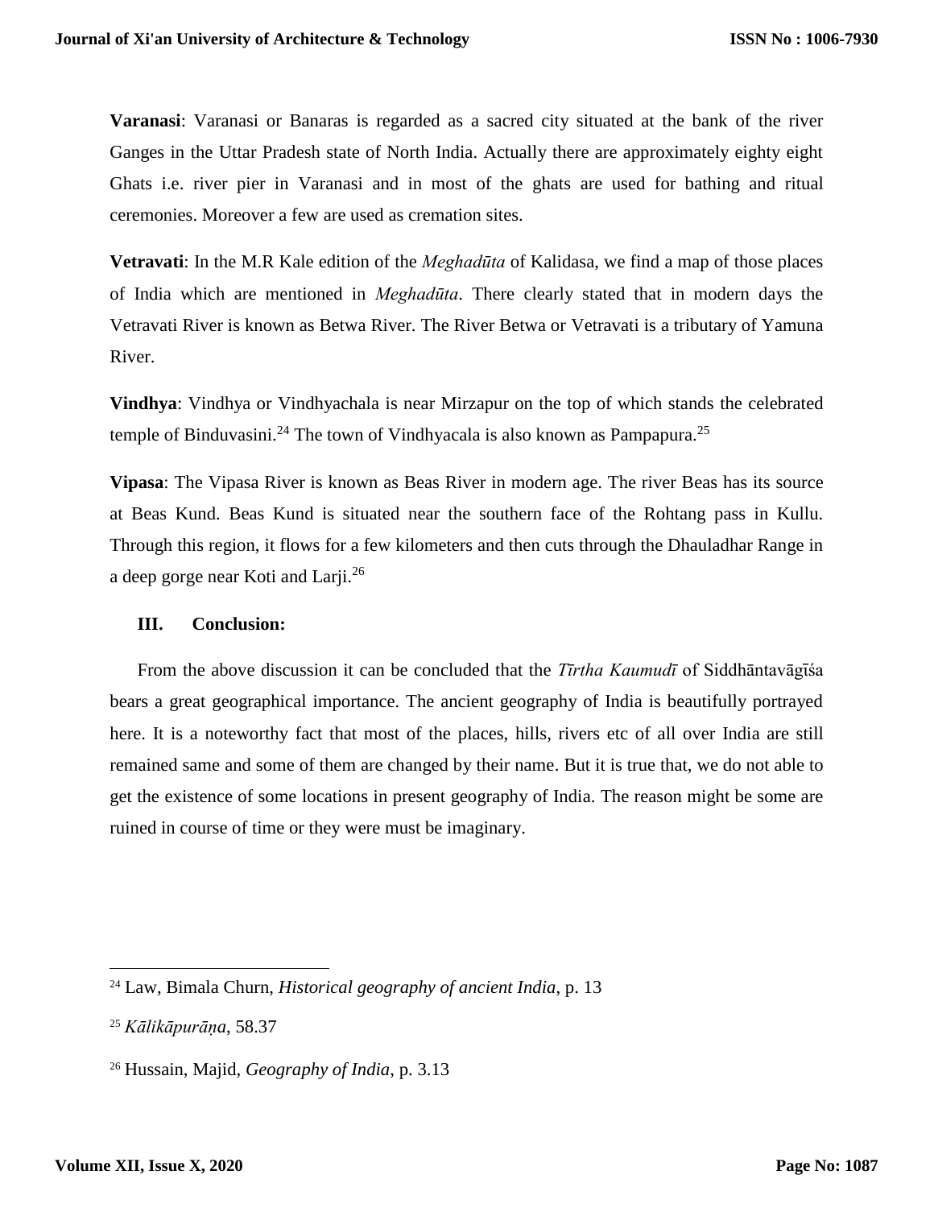**Varanasi**: Varanasi or Banaras is regarded as a sacred city situated at the bank of the river Ganges in the Uttar Pradesh state of North India. Actually there are approximately eighty eight Ghats i.e. river pier in Varanasi and in most of the ghats are used for bathing and ritual ceremonies. Moreover a few are used as cremation sites.

**Vetravati**: In the M.R Kale edition of the *Meghadūta* of Kalidasa, we find a map of those places of India which are mentioned in *Meghadūta*. There clearly stated that in modern days the Vetravati River is known as Betwa River. The River Betwa or Vetravati is a tributary of Yamuna River.

**Vindhya**: Vindhya or Vindhyachala is near Mirzapur on the top of which stands the celebrated temple of Binduvasini.[24] The town of Vindhyacala is also known as Pampapura.[25]

**Vipasa**: The Vipasa River is known as Beas River in modern age. The river Beas has its source at Beas Kund. Beas Kund is situated near the southern face of the Rohtang pass in Kullu. Through this region, it flows for a few kilometers and then cuts through the Dhauladhar Range in a deep gorge near Koti and Larji.[26]

## III. Conclusion:

From the above discussion it can be concluded that the *Tīrtha Kaumudī* of Siddhāntavāgīśa bears a great geographical importance. The ancient geography of India is beautifully portrayed here. It is a noteworthy fact that most of the places, hills, rivers etc of all over India are still remained same and some of them are changed by their name. But it is true that, we do not able to get the existence of some locations in present geography of India. The reason might be some are ruined in course of time or they were must be imaginary.

---

[24] Law, Bimala Churn, *Historical geography of ancient India*, p. 13

[25] *Kālikāpurāṇa*, 58.37

[26] Hussain, Majid, *Geography of India*, p. 3.13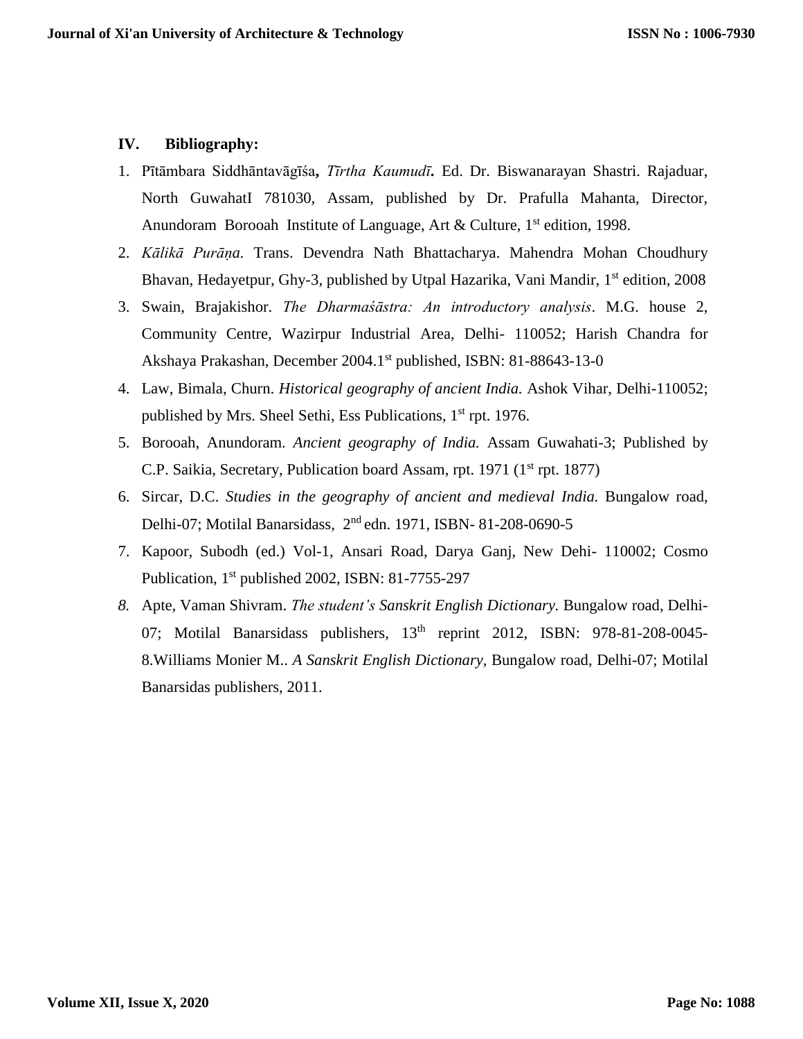## IV. Bibliography:

1. Pītāmbara Siddhāntavāgīśa**,** *Tīrtha Kaumudī***.** Ed. Dr. Biswanarayan Shastri. Rajaduar, North GuwahatI 781030, Assam, published by Dr. Prafulla Mahanta, Director, Anundoram Borooah Institute of Language, Art & Culture, 1st edition, 1998.
2. *Kālikā Purāṇa.* Trans. Devendra Nath Bhattacharya. Mahendra Mohan Choudhury Bhavan, Hedayetpur, Ghy-3, published by Utpal Hazarika, Vani Mandir, 1st edition, 2008
3. Swain, Brajakishor. *The Dharmaśāstra: An introductory analysis*. M.G. house 2, Community Centre, Wazirpur Industrial Area, Delhi- 110052; Harish Chandra for Akshaya Prakashan, December 2004.1st published, ISBN: 81-88643-13-0
4. Law, Bimala, Churn. *Historical geography of ancient India.* Ashok Vihar, Delhi-110052; published by Mrs. Sheel Sethi, Ess Publications, 1st rpt. 1976.
5. Borooah, Anundoram. *Ancient geography of India.* Assam Guwahati-3; Published by C.P. Saikia, Secretary, Publication board Assam, rpt. 1971 (1st rpt. 1877)
6. Sircar, D.C. *Studies in the geography of ancient and medieval India.* Bungalow road, Delhi-07; Motilal Banarsidass, 2nd edn. 1971, ISBN- 81-208-0690-5
7. Kapoor, Subodh (ed.) Vol-1, Ansari Road, Darya Ganj, New Dehi- 110002; Cosmo Publication, 1st published 2002, ISBN: 81-7755-297
8. Apte, Vaman Shivram. *The student's Sanskrit English Dictionary.* Bungalow road, Delhi-07; Motilal Banarsidass publishers, 13th reprint 2012, ISBN: 978-81-208-0045-8.Williams Monier M.. *A Sanskrit English Dictionary*, Bungalow road, Delhi-07; Motilal Banarsidas publishers, 2011.